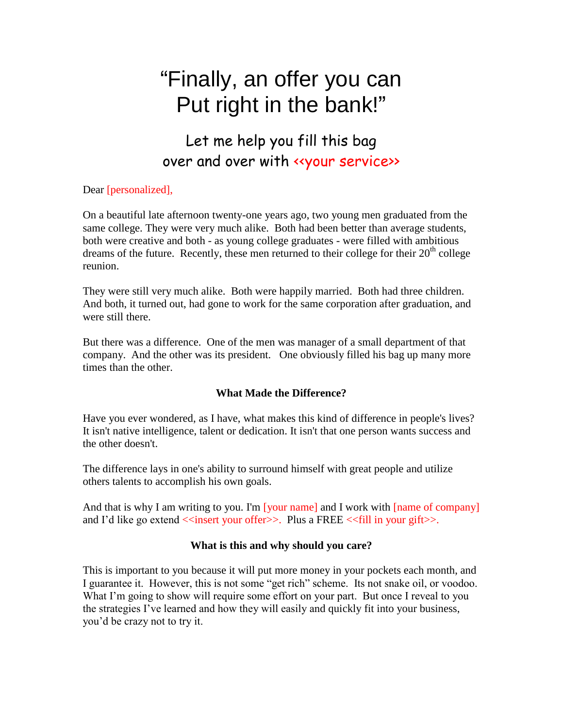# "Finally, an offer you can Put right in the bank!"

## Let me help you fill this bag over and over with <<your service>>

Dear [personalized],

On a beautiful late afternoon twenty-one years ago, two young men graduated from the same college. They were very much alike. Both had been better than average students, both were creative and both - as young college graduates - were filled with ambitious dreams of the future. Recently, these men returned to their college for their 20th college reunion.

They were still very much alike. Both were happily married. Both had three children. And both, it turned out, had gone to work for the same corporation after graduation, and were still there.

But there was a difference. One of the men was manager of a small department of that company. And the other was its president. One obviously filled his bag up many more times than the other.

**What Made the Difference?**

Have you ever wondered, as I have, what makes this kind of difference in people's lives? It isn't native intelligence, talent or dedication. It isn't that one person wants success and the other doesn't.

The difference lays in one's ability to surround himself with great people and utilize others talents to accomplish his own goals.

And that is why I am writing to you. I'm [your name] and I work with [name of company] and I'd like go extend <<insert your offer>>. Plus a FREE <<fill in your gift>>.

**What is this and why should you care?**

This is important to you because it will put more money in your pockets each month, and I guarantee it. However, this is not some "get rich" scheme. Its not snake oil, or voodoo. What I'm going to show will require some effort on your part. But once I reveal to you the strategies I've learned and how they will easily and quickly fit into your business, you'd be crazy not to try it.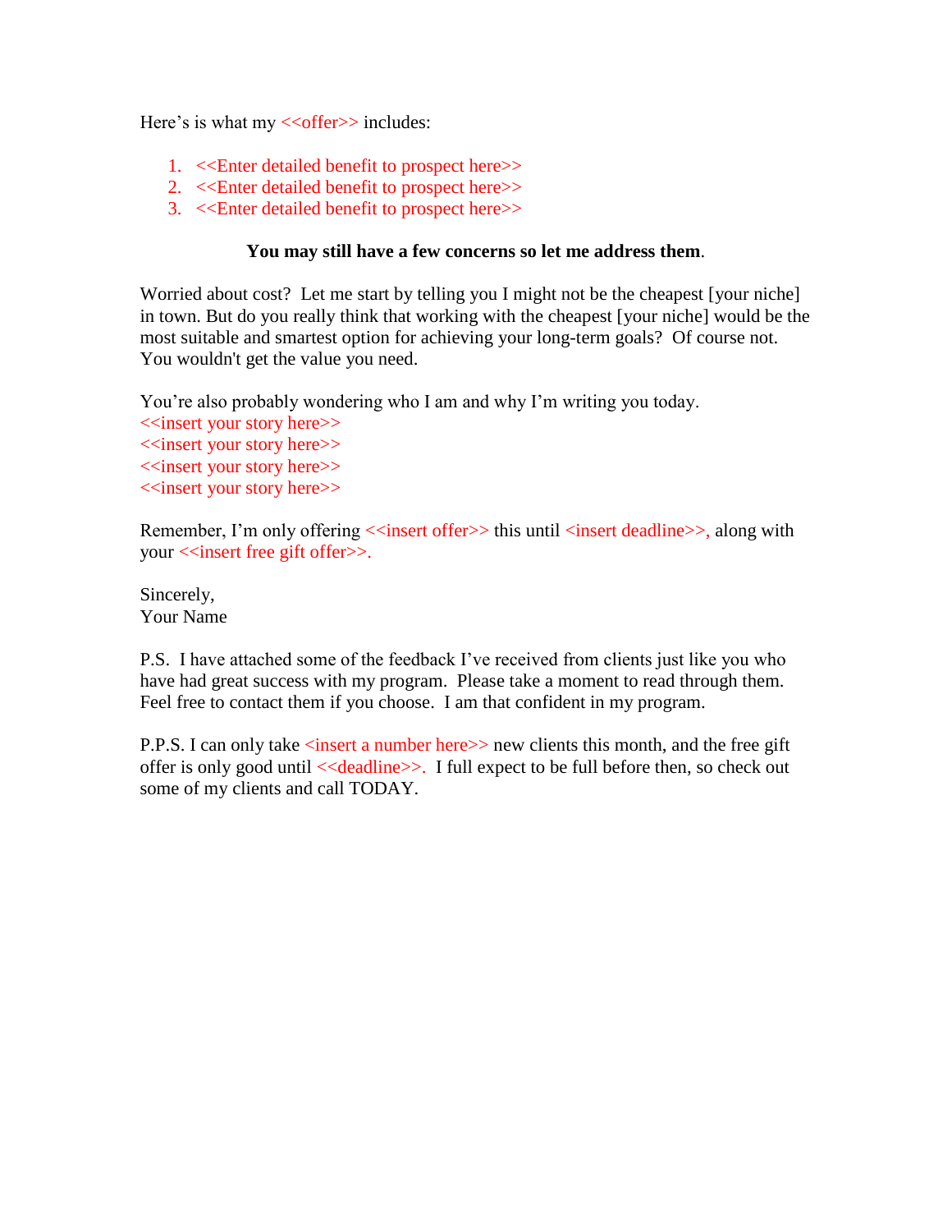Here's is what my <<offer>> includes:

1. <<Enter detailed benefit to prospect here>>
2. <<Enter detailed benefit to prospect here>>
3. <<Enter detailed benefit to prospect here>>

**You may still have a few concerns so let me address them**.

Worried about cost? Let me start by telling you I might not be the cheapest [your niche] in town. But do you really think that working with the cheapest [your niche] would be the most suitable and smartest option for achieving your long-term goals? Of course not. You wouldn't get the value you need.

You're also probably wondering who I am and why I'm writing you today.
<<insert your story here>>
<<insert your story here>>
<<insert your story here>>
<<insert your story here>>

Remember, I'm only offering <<insert offer>> this until <insert deadline>>, along with your <<insert free gift offer>>.

Sincerely,
Your Name

P.S. I have attached some of the feedback I've received from clients just like you who have had great success with my program. Please take a moment to read through them. Feel free to contact them if you choose. I am that confident in my program.

P.P.S. I can only take <insert a number here>> new clients this month, and the free gift offer is only good until <<deadline>>. I full expect to be full before then, so check out some of my clients and call TODAY.